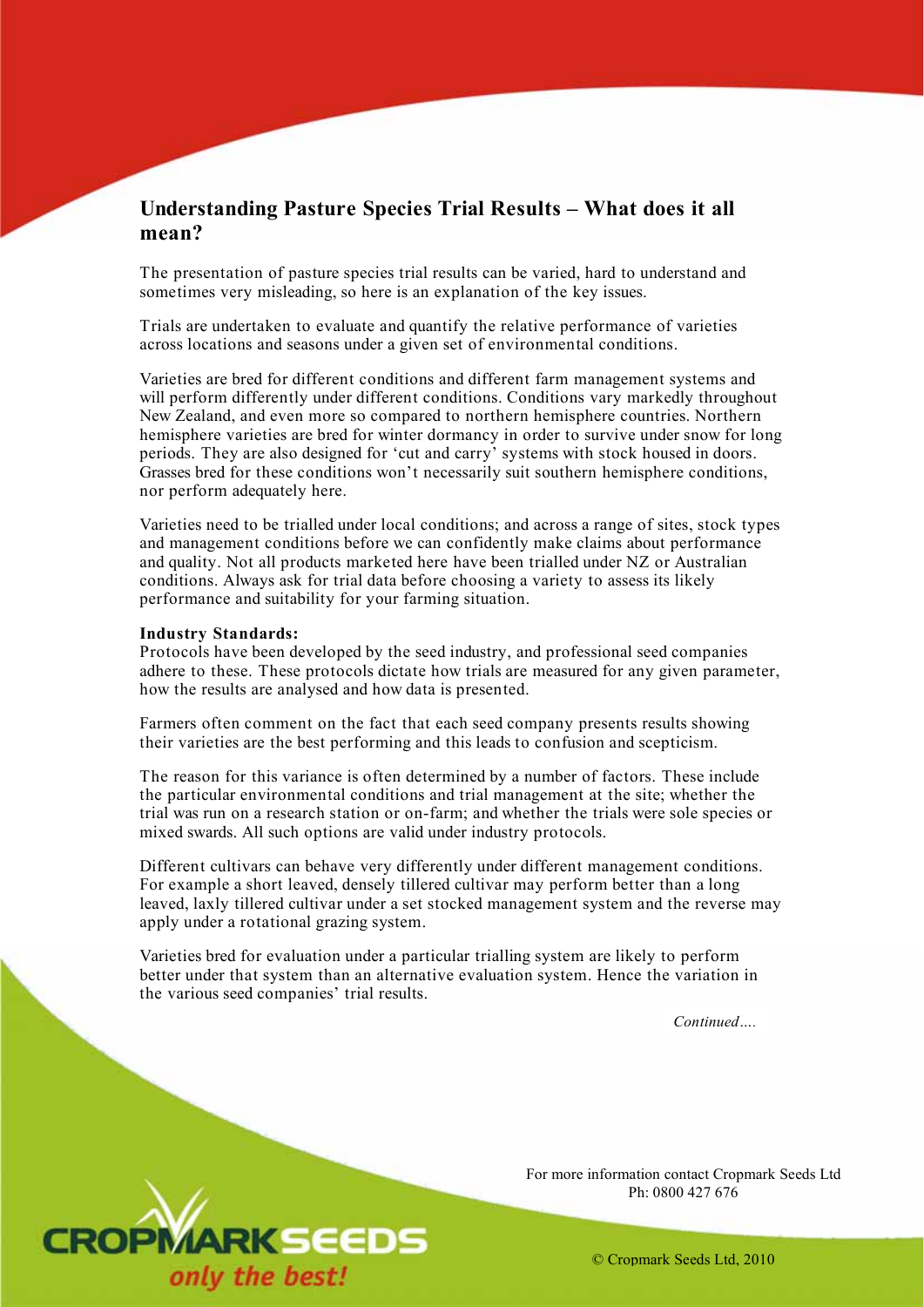## Understanding Pasture Species Trial Results – What does it all mean?

The presentation of pasture species trial results can be varied, hard to understand and sometimes very misleading, so here is an explanation of the key issues.

Trials are undertaken to evaluate and quantify the relative performance of varieties across locations and seasons under a given set of environmental conditions.

Varieties are bred for different conditions and different farm management systems and will perform differently under different conditions. Conditions vary markedly throughout New Zealand, and even more so compared to northern hemisphere countries. Northern hemisphere varieties are bred for winter dormancy in order to survive under snow for long periods. They are also designed for 'cut and carry' systems with stock housed in doors. Grasses bred for these conditions won't necessarily suit southern hemisphere conditions, nor perform adequately here.

Varieties need to be trialled under local conditions; and across a range of sites, stock types and management conditions before we can confidently make claims about performance and quality. Not all products marketed here have been trialled under NZ or Australian conditions. Always ask for trial data before choosing a variety to assess its likely performance and suitability for your farming situation.

**Industry Standards:**
Protocols have been developed by the seed industry, and professional seed companies adhere to these. These protocols dictate how trials are measured for any given parameter, how the results are analysed and how data is presented.

Farmers often comment on the fact that each seed company presents results showing their varieties are the best performing and this leads to confusion and scepticism.

The reason for this variance is often determined by a number of factors. These include the particular environmental conditions and trial management at the site; whether the trial was run on a research station or on-farm; and whether the trials were sole species or mixed swards. All such options are valid under industry protocols.

Different cultivars can behave very differently under different management conditions. For example a short leaved, densely tillered cultivar may perform better than a long leaved, laxly tillered cultivar under a set stocked management system and the reverse may apply under a rotational grazing system.

Varieties bred for evaluation under a particular trialling system are likely to perform better under that system than an alternative evaluation system. Hence the variation in the various seed companies' trial results.

*Continued….*

For more information contact Cropmark Seeds Ltd
Ph: 0800 427 676

© Cropmark Seeds Ltd, 2010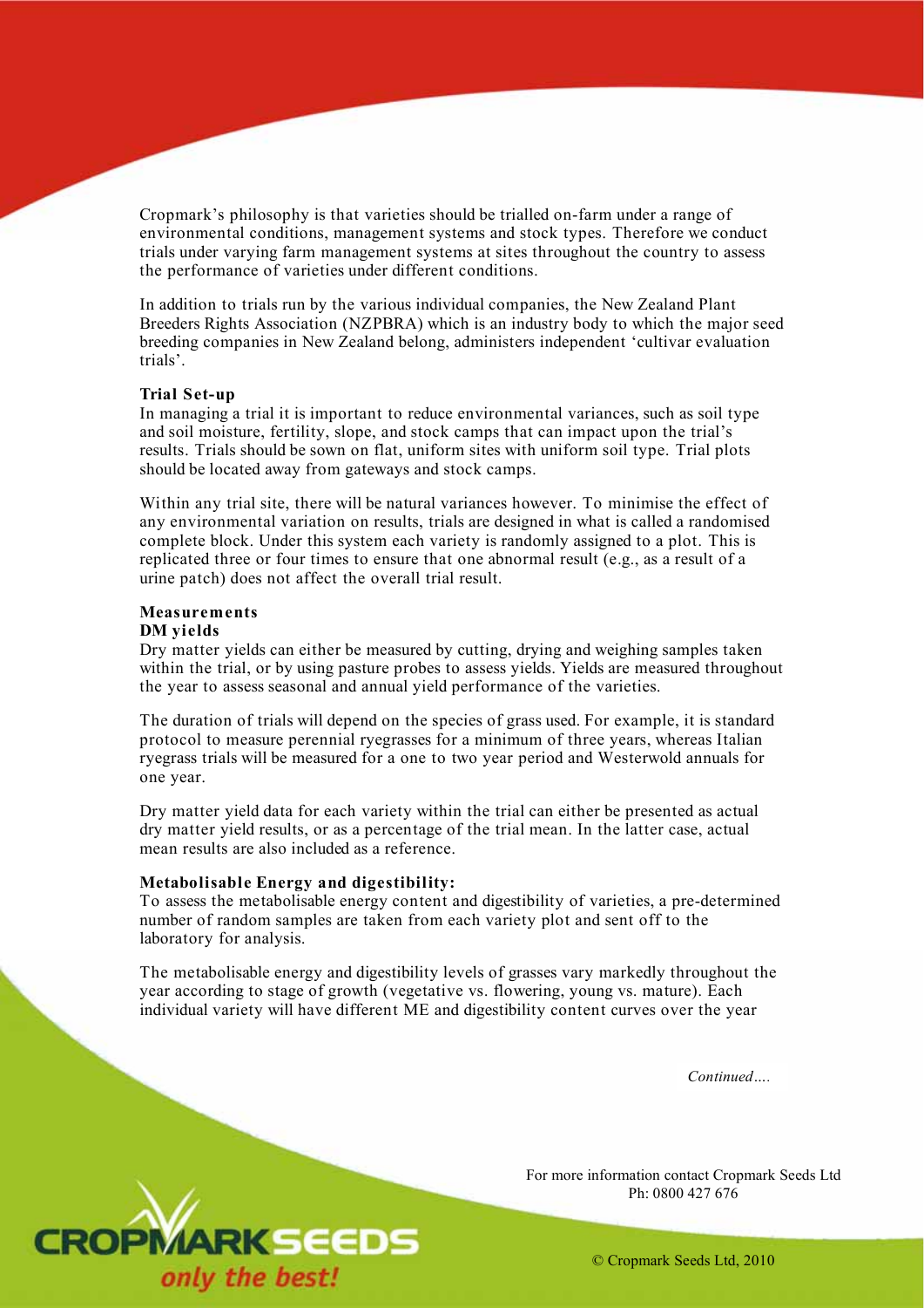Cropmark's philosophy is that varieties should be trialled on-farm under a range of environmental conditions, management systems and stock types. Therefore we conduct trials under varying farm management systems at sites throughout the country to assess the performance of varieties under different conditions.

In addition to trials run by the various individual companies, the New Zealand Plant Breeders Rights Association (NZPBRA) which is an industry body to which the major seed breeding companies in New Zealand belong, administers independent 'cultivar evaluation trials'.

**Trial Set-up**

In managing a trial it is important to reduce environmental variances, such as soil type and soil moisture, fertility, slope, and stock camps that can impact upon the trial's results. Trials should be sown on flat, uniform sites with uniform soil type. Trial plots should be located away from gateways and stock camps.

Within any trial site, there will be natural variances however. To minimise the effect of any environmental variation on results, trials are designed in what is called a randomised complete block. Under this system each variety is randomly assigned to a plot. This is replicated three or four times to ensure that one abnormal result (e.g., as a result of a urine patch) does not affect the overall trial result.

**Measurements**

**DM yields**

Dry matter yields can either be measured by cutting, drying and weighing samples taken within the trial, or by using pasture probes to assess yields. Yields are measured throughout the year to assess seasonal and annual yield performance of the varieties.

The duration of trials will depend on the species of grass used. For example, it is standard protocol to measure perennial ryegrasses for a minimum of three years, whereas Italian ryegrass trials will be measured for a one to two year period and Westerwold annuals for one year.

Dry matter yield data for each variety within the trial can either be presented as actual dry matter yield results, or as a percentage of the trial mean. In the latter case, actual mean results are also included as a reference.

**Metabolisable Energy and digestibility:**

To assess the metabolisable energy content and digestibility of varieties, a pre-determined number of random samples are taken from each variety plot and sent off to the laboratory for analysis.

The metabolisable energy and digestibility levels of grasses vary markedly throughout the year according to stage of growth (vegetative vs. flowering, young vs. mature). Each individual variety will have different ME and digestibility content curves over the year

*Continued….*

For more information contact Cropmark Seeds Ltd
Ph: 0800 427 676

© Cropmark Seeds Ltd, 2010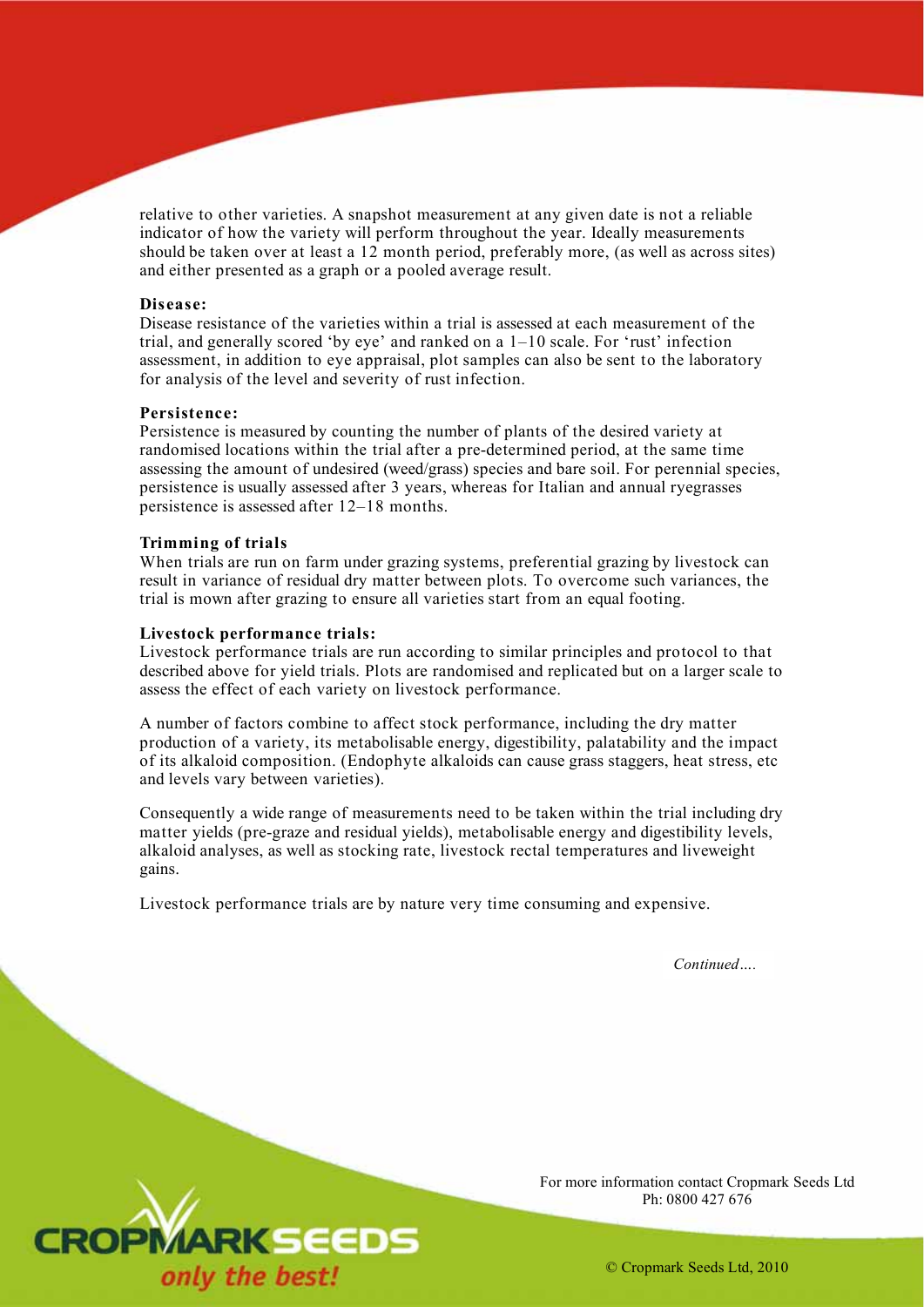relative to other varieties. A snapshot measurement at any given date is not a reliable indicator of how the variety will perform throughout the year. Ideally measurements should be taken over at least a 12 month period, preferably more, (as well as across sites) and either presented as a graph or a pooled average result.

**Disease:**

Disease resistance of the varieties within a trial is assessed at each measurement of the trial, and generally scored 'by eye' and ranked on a 1–10 scale. For 'rust' infection assessment, in addition to eye appraisal, plot samples can also be sent to the laboratory for analysis of the level and severity of rust infection.

**Persistence:**

Persistence is measured by counting the number of plants of the desired variety at randomised locations within the trial after a pre-determined period, at the same time assessing the amount of undesired (weed/grass) species and bare soil. For perennial species, persistence is usually assessed after 3 years, whereas for Italian and annual ryegrasses persistence is assessed after 12–18 months.

**Trimming of trials**

When trials are run on farm under grazing systems, preferential grazing by livestock can result in variance of residual dry matter between plots. To overcome such variances, the trial is mown after grazing to ensure all varieties start from an equal footing.

**Livestock performance trials:**

Livestock performance trials are run according to similar principles and protocol to that described above for yield trials. Plots are randomised and replicated but on a larger scale to assess the effect of each variety on livestock performance.

A number of factors combine to affect stock performance, including the dry matter production of a variety, its metabolisable energy, digestibility, palatability and the impact of its alkaloid composition. (Endophyte alkaloids can cause grass staggers, heat stress, etc and levels vary between varieties).

Consequently a wide range of measurements need to be taken within the trial including dry matter yields (pre-graze and residual yields), metabolisable energy and digestibility levels, alkaloid analyses, as well as stocking rate, livestock rectal temperatures and liveweight gains.

Livestock performance trials are by nature very time consuming and expensive.

*Continued….*

For more information contact Cropmark Seeds Ltd
Ph: 0800 427 676

© Cropmark Seeds Ltd, 2010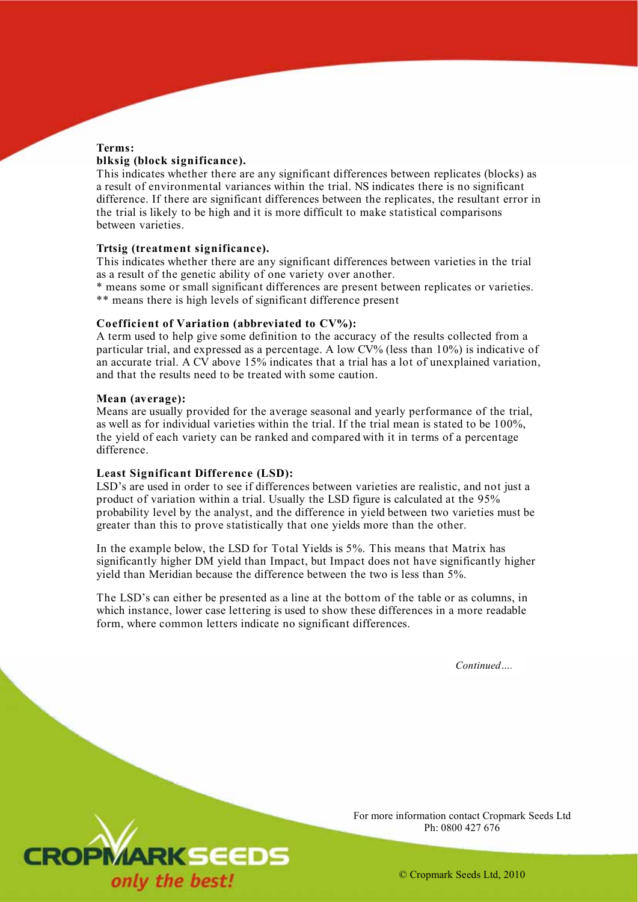**Terms:**

**blksig (block significance).**

This indicates whether there are any significant differences between replicates (blocks) as a result of environmental variances within the trial. NS indicates there is no significant difference. If there are significant differences between the replicates, the resultant error in the trial is likely to be high and it is more difficult to make statistical comparisons between varieties.

**Trtsig (treatment significance).**

This indicates whether there are any significant differences between varieties in the trial as a result of the genetic ability of one variety over another.

* means some or small significant differences are present between replicates or varieties.

** means there is high levels of significant difference present

**Coefficient of Variation (abbreviated to CV%):**

A term used to help give some definition to the accuracy of the results collected from a particular trial, and expressed as a percentage. A low CV% (less than 10%) is indicative of an accurate trial. A CV above 15% indicates that a trial has a lot of unexplained variation, and that the results need to be treated with some caution.

**Mean (average):**

Means are usually provided for the average seasonal and yearly performance of the trial, as well as for individual varieties within the trial. If the trial mean is stated to be 100%, the yield of each variety can be ranked and compared with it in terms of a percentage difference.

**Least Significant Difference (LSD):**

LSD's are used in order to see if differences between varieties are realistic, and not just a product of variation within a trial. Usually the LSD figure is calculated at the 95% probability level by the analyst, and the difference in yield between two varieties must be greater than this to prove statistically that one yields more than the other.

In the example below, the LSD for Total Yields is 5%. This means that Matrix has significantly higher DM yield than Impact, but Impact does not have significantly higher yield than Meridian because the difference between the two is less than 5%.

The LSD's can either be presented as a line at the bottom of the table or as columns, in which instance, lower case lettering is used to show these differences in a more readable form, where common letters indicate no significant differences.

*Continued….*

For more information contact Cropmark Seeds Ltd
Ph: 0800 427 676

© Cropmark Seeds Ltd, 2010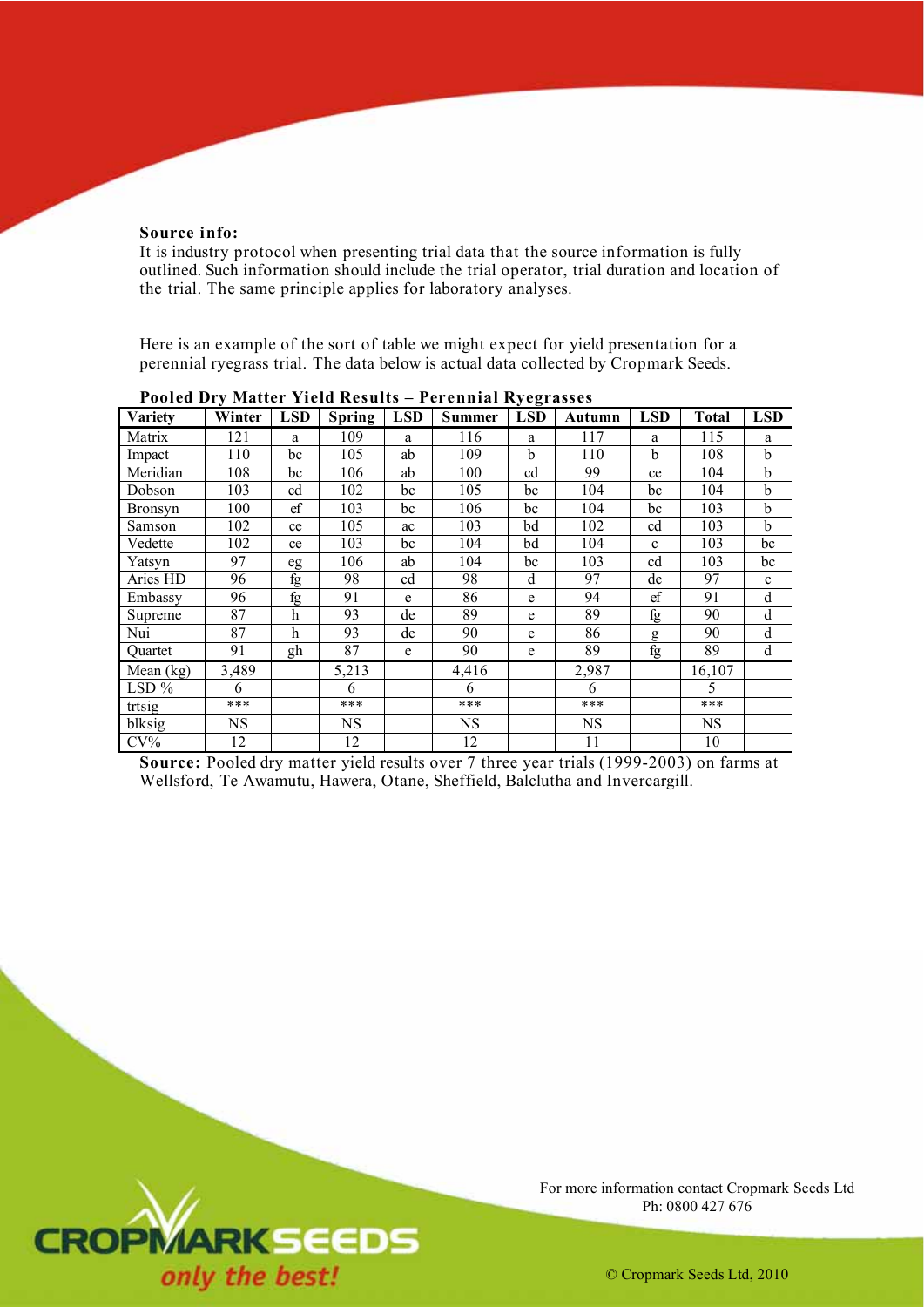**Source info:**

It is industry protocol when presenting trial data that the source information is fully outlined. Such information should include the trial operator, trial duration and location of the trial. The same principle applies for laboratory analyses.

Here is an example of the sort of table we might expect for yield presentation for a perennial ryegrass trial. The data below is actual data collected by Cropmark Seeds.

**Pooled Dry Matter Yield Results – Perennial Ryegrasses**

| Variety | Winter | LSD | Spring | LSD | Summer | LSD | Autumn | LSD | Total | LSD |
|---|---|---|---|---|---|---|---|---|---|---|
| Matrix | 121 | a | 109 | a | 116 | a | 117 | a | 115 | a |
| Impact | 110 | bc | 105 | ab | 109 | b | 110 | b | 108 | b |
| Meridian | 108 | bc | 106 | ab | 100 | cd | 99 | ce | 104 | b |
| Dobson | 103 | cd | 102 | bc | 105 | bc | 104 | bc | 104 | b |
| Bronsyn | 100 | ef | 103 | bc | 106 | bc | 104 | bc | 103 | b |
| Samson | 102 | ce | 105 | ac | 103 | bd | 102 | cd | 103 | b |
| Vedette | 102 | ce | 103 | bc | 104 | bd | 104 | c | 103 | bc |
| Yatsyn | 97 | eg | 106 | ab | 104 | bc | 103 | cd | 103 | bc |
| Aries HD | 96 | fg | 98 | cd | 98 | d | 97 | de | 97 | c |
| Embassy | 96 | fg | 91 | e | 86 | e | 94 | ef | 91 | d |
| Supreme | 87 | h | 93 | de | 89 | e | 89 | fg | 90 | d |
| Nui | 87 | h | 93 | de | 90 | e | 86 | g | 90 | d |
| Quartet | 91 | gh | 87 | e | 90 | e | 89 | fg | 89 | d |
| Mean (kg) | 3,489 | | 5,213 | | 4,416 | | 2,987 | | 16,107 | |
| LSD % | 6 | | 6 | | 6 | | 6 | | 5 | |
| trtsig | *** | | *** | | *** | | *** | | *** | |
| blksig | NS | | NS | | NS | | NS | | NS | |
| CV% | 12 | | 12 | | 12 | | 11 | | 10 | |

**Source:** Pooled dry matter yield results over 7 three year trials (1999-2003) on farms at Wellsford, Te Awamutu, Hawera, Otane, Sheffield, Balclutha and Invercargill.

For more information contact Cropmark Seeds Ltd
Ph: 0800 427 676

CROPMARK SEEDS *only the best!*

© Cropmark Seeds Ltd, 2010